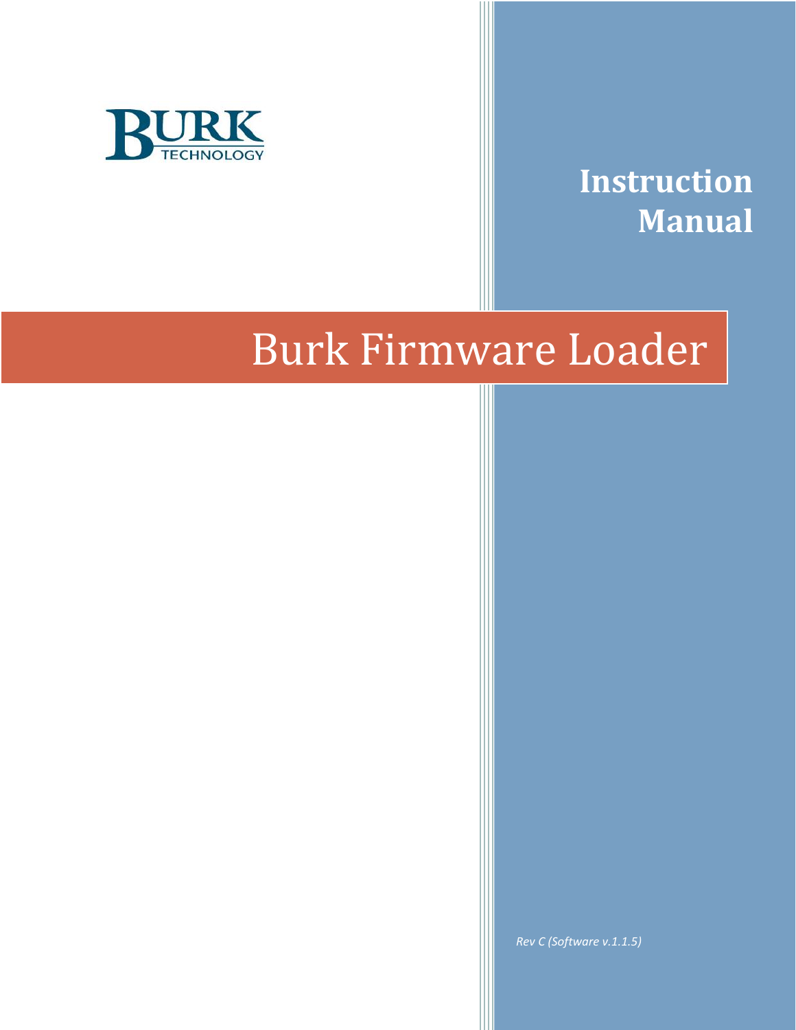BURK TECHNOLOGY

# Instruction Manual

# Burk Firmware Loader

*Rev C (Software v.1.1.5)*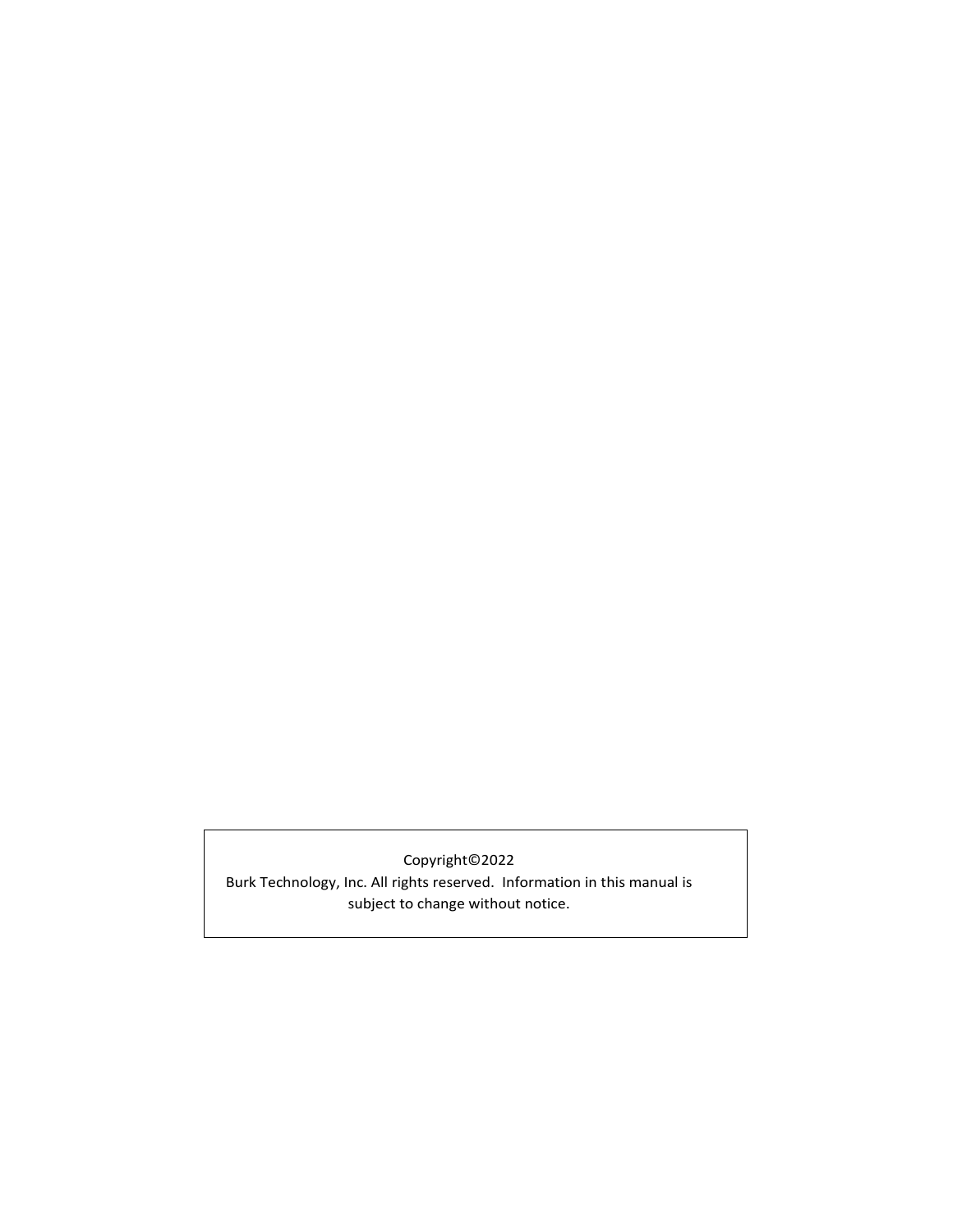Copyright©2022

Burk Technology, Inc. All rights reserved. Information in this manual is subject to change without notice.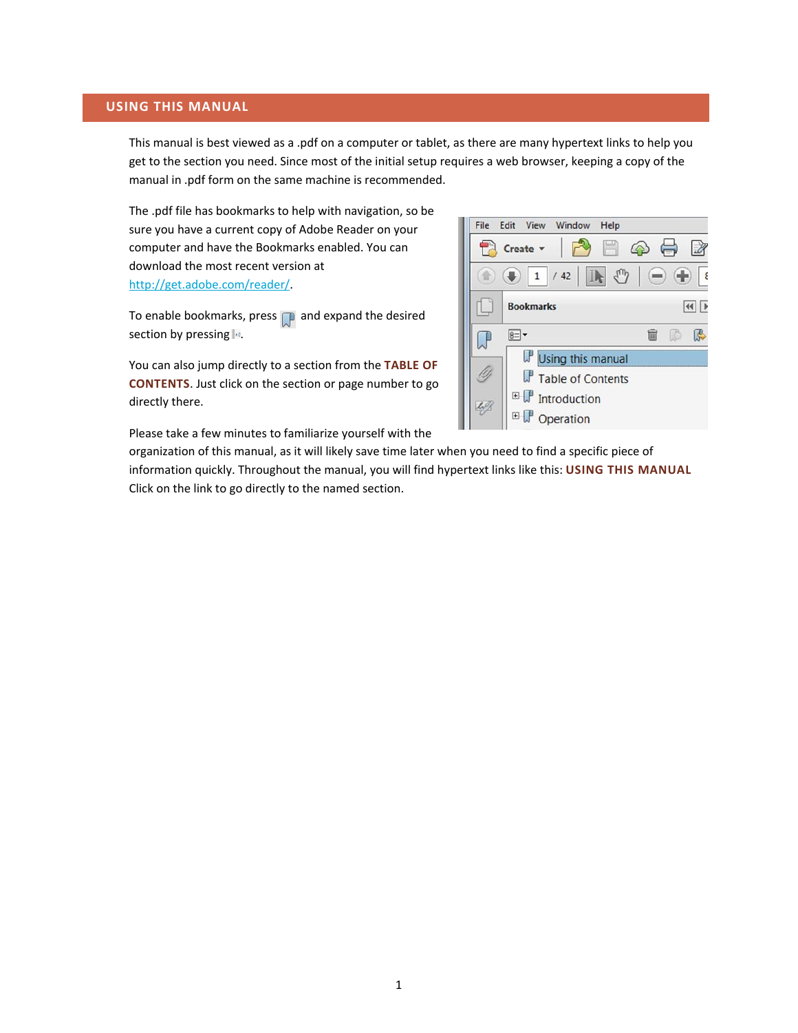## USING THIS MANUAL

This manual is best viewed as a .pdf on a computer or tablet, as there are many hypertext links to help you get to the section you need. Since most of the initial setup requires a web browser, keeping a copy of the manual in .pdf form on the same machine is recommended.

The .pdf file has bookmarks to help with navigation, so be sure you have a current copy of Adobe Reader on your computer and have the Bookmarks enabled. You can download the most recent version at http://get.adobe.com/reader/.

To enable bookmarks, press and expand the desired section by pressing .

You can also jump directly to a section from the **TABLE OF CONTENTS**. Just click on the section or page number to go directly there.

Please take a few minutes to familiarize yourself with the organization of this manual, as it will likely save time later when you need to find a specific piece of information quickly. Throughout the manual, you will find hypertext links like this: **USING THIS MANUAL** Click on the link to go directly to the named section.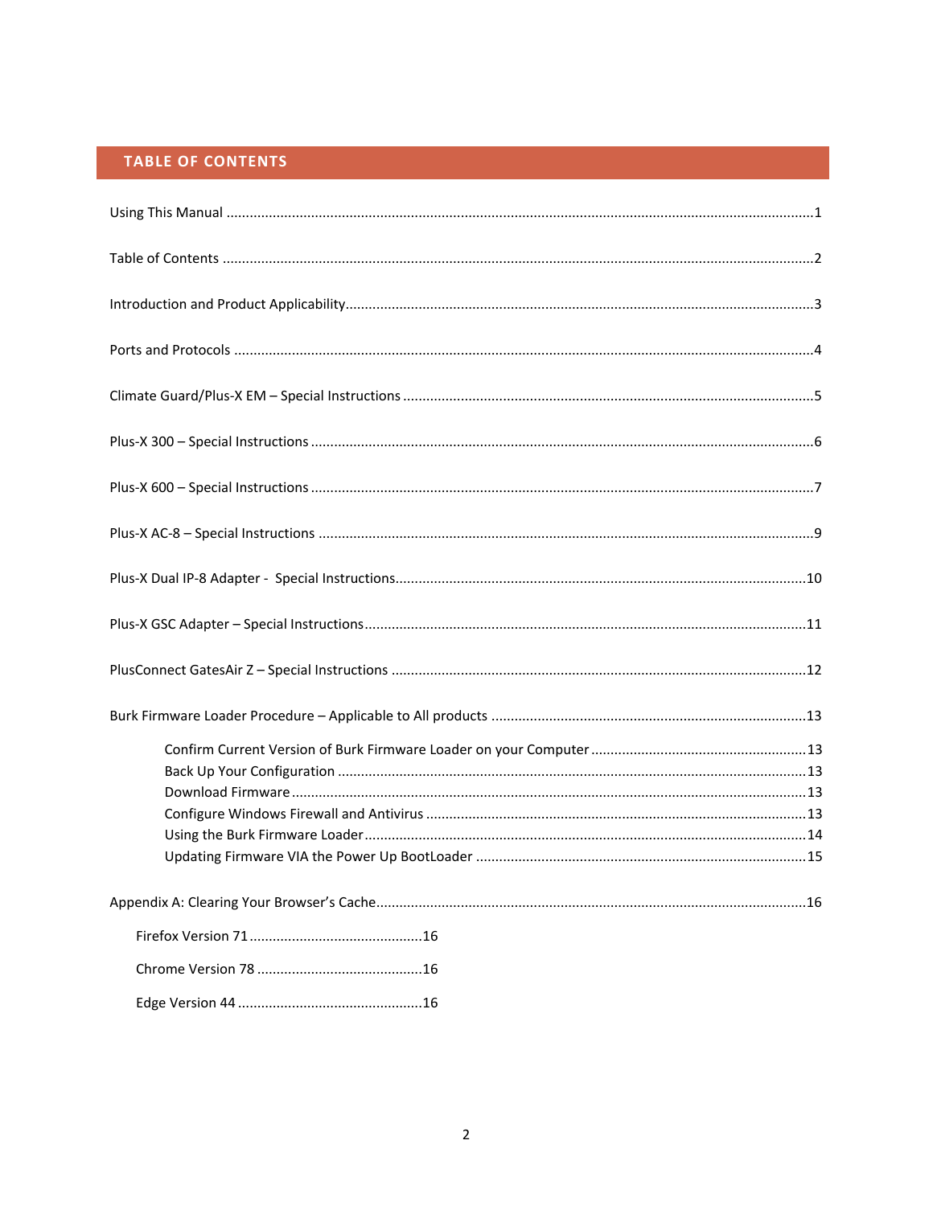## TABLE OF CONTENTS

Using This Manual ....................................................................................................................................1

Table of Contents .....................................................................................................................................2

Introduction and Product Applicability......................................................................................................3

Ports and Protocols ...................................................................................................................................4

Climate Guard/Plus-X EM – Special Instructions .......................................................................................5

Plus-X 300 – Special Instructions ...............................................................................................................6

Plus-X 600 – Special Instructions ...............................................................................................................7

Plus-X AC-8 – Special Instructions .............................................................................................................9

Plus-X Dual IP-8 Adapter - Special Instructions.........................................................................................10

Plus-X GSC Adapter – Special Instructions................................................................................................11

PlusConnect GatesAir Z – Special Instructions ..........................................................................................12

Burk Firmware Loader Procedure – Applicable to All products ................................................................13

- Confirm Current Version of Burk Firmware Loader on your Computer .......................................................13
- Back Up Your Configuration .........................................................................................................13
- Download Firmware .....................................................................................................................13
- Configure Windows Firewall and Antivirus ..................................................................................13
- Using the Burk Firmware Loader...................................................................................................14
- Updating Firmware VIA the Power Up BootLoader .....................................................................15

Appendix A: Clearing Your Browser's Cache.............................................................................................16

- Firefox Version 71 ............................................16
- Chrome Version 78 ...........................................16
- Edge Version 44 ................................................16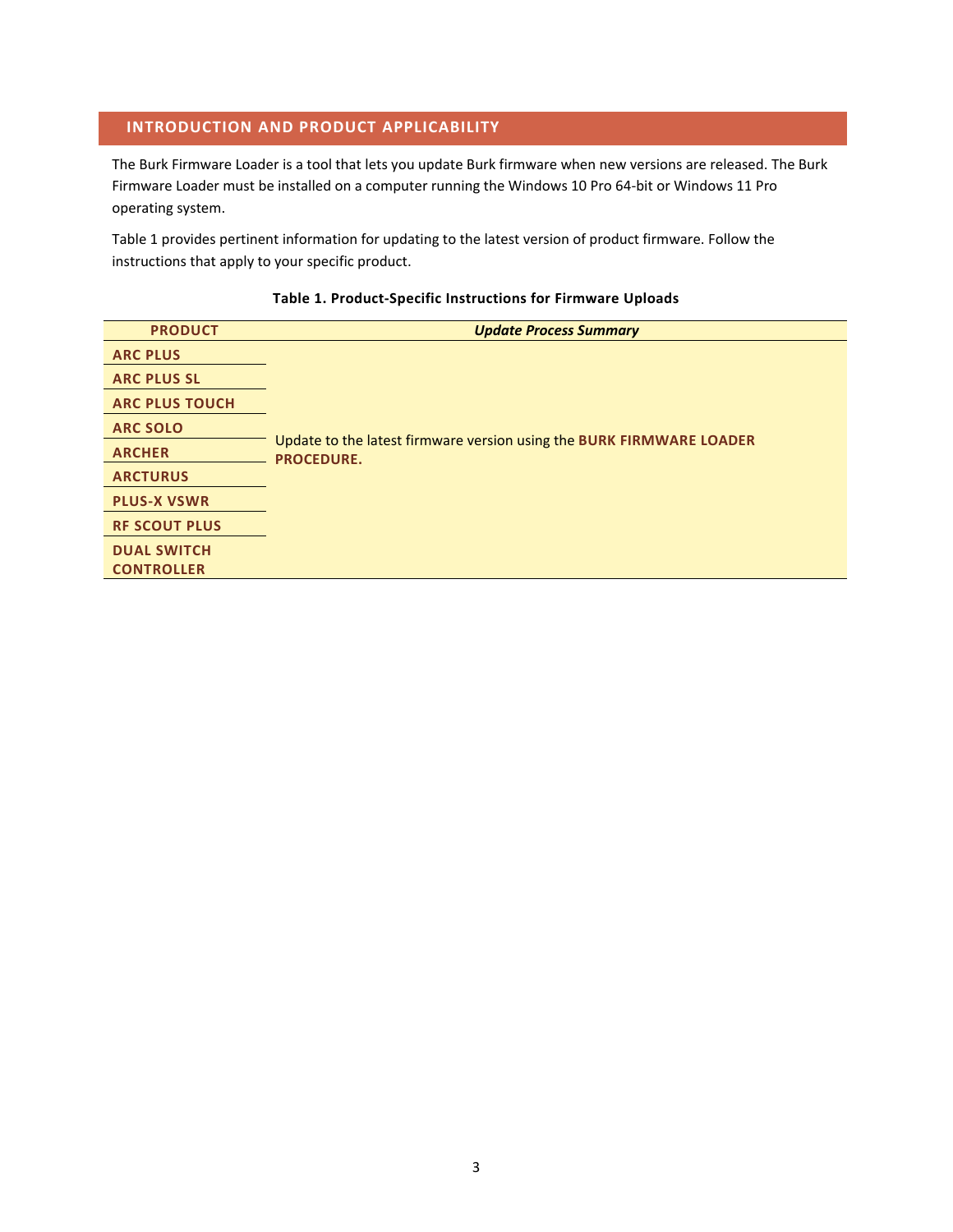## INTRODUCTION AND PRODUCT APPLICABILITY

The Burk Firmware Loader is a tool that lets you update Burk firmware when new versions are released. The Burk Firmware Loader must be installed on a computer running the Windows 10 Pro 64-bit or Windows 11 Pro operating system.

Table 1 provides pertinent information for updating to the latest version of product firmware. Follow the instructions that apply to your specific product.

**Table 1. Product-Specific Instructions for Firmware Uploads**

| PRODUCT | *Update Process Summary* |
| --- | --- |
| **ARC PLUS** | Update to the latest firmware version using the **BURK FIRMWARE LOADER PROCEDURE.** |
| **ARC PLUS SL** | |
| **ARC PLUS TOUCH** | |
| **ARC SOLO** | |
| **ARCHER** | |
| **ARCTURUS** | |
| **PLUS-X VSWR** | |
| **RF SCOUT PLUS** | |
| **DUAL SWITCH CONTROLLER** | |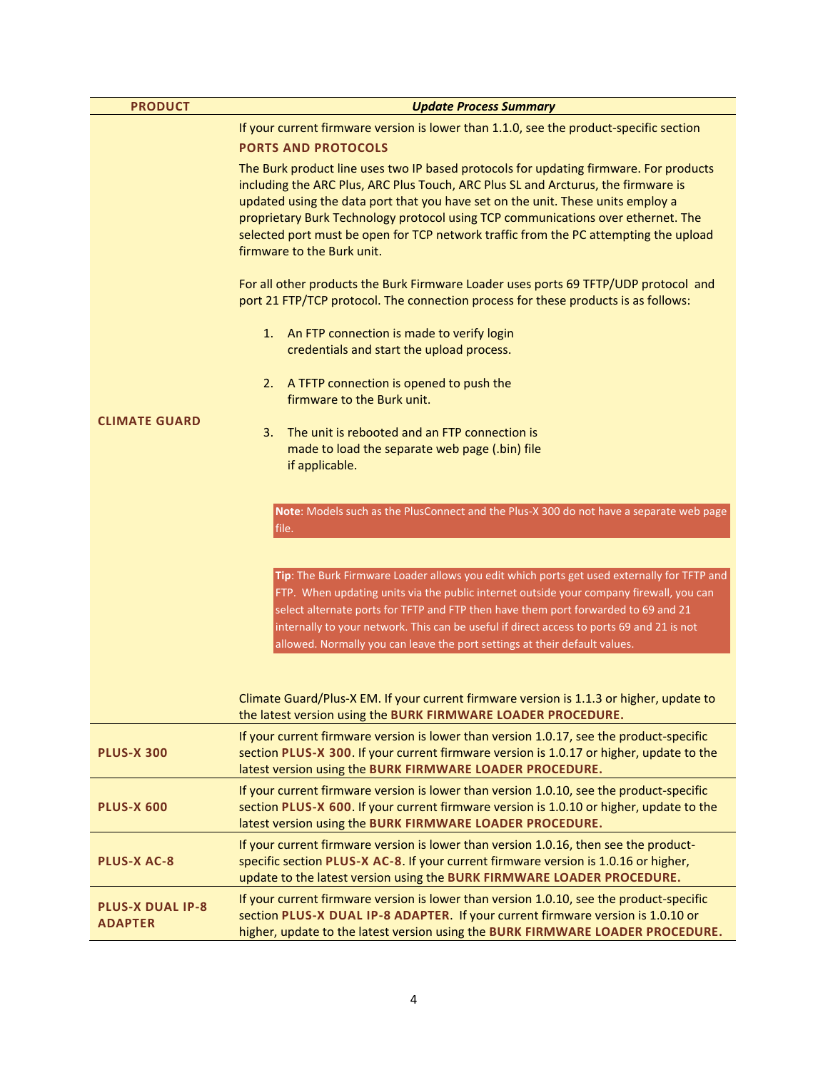| PRODUCT | *Update Process Summary* |
| --- | --- |
| **CLIMATE GUARD** | If your current firmware version is lower than 1.1.0, see the product-specific section **PORTS AND PROTOCOLS**<br><br>The Burk product line uses two IP based protocols for updating firmware. For products including the ARC Plus, ARC Plus Touch, ARC Plus SL and Arcturus, the firmware is updated using the data port that you have set on the unit. These units employ a proprietary Burk Technology protocol using TCP communications over ethernet. The selected port must be open for TCP network traffic from the PC attempting the upload firmware to the Burk unit.<br><br>For all other products the Burk Firmware Loader uses ports 69 TFTP/UDP protocol and port 21 FTP/TCP protocol. The connection process for these products is as follows:<br><br>1. An FTP connection is made to verify login credentials and start the upload process.<br>2. A TFTP connection is opened to push the firmware to the Burk unit.<br>3. The unit is rebooted and an FTP connection is made to load the separate web page (.bin) file if applicable.<br><br>**Note**: Models such as the PlusConnect and the Plus-X 300 do not have a separate web page file.<br><br>**Tip**: The Burk Firmware Loader allows you edit which ports get used externally for TFTP and FTP. When updating units via the public internet outside your company firewall, you can select alternate ports for TFTP and FTP then have them port forwarded to 69 and 21 internally to your network. This can be useful if direct access to ports 69 and 21 is not allowed. Normally you can leave the port settings at their default values.<br><br>Climate Guard/Plus-X EM. If your current firmware version is 1.1.3 or higher, update to the latest version using the **BURK FIRMWARE LOADER PROCEDURE.** |
| **PLUS-X 300** | If your current firmware version is lower than version 1.0.17, see the product-specific section **PLUS-X 300**. If your current firmware version is 1.0.17 or higher, update to the latest version using the **BURK FIRMWARE LOADER PROCEDURE.** |
| **PLUS-X 600** | If your current firmware version is lower than version 1.0.10, see the product-specific section **PLUS-X 600**. If your current firmware version is 1.0.10 or higher, update to the latest version using the **BURK FIRMWARE LOADER PROCEDURE.** |
| **PLUS-X AC-8** | If your current firmware version is lower than version 1.0.16, then see the product-specific section **PLUS-X AC-8**. If your current firmware version is 1.0.16 or higher, update to the latest version using the **BURK FIRMWARE LOADER PROCEDURE.** |
| **PLUS-X DUAL IP-8 ADAPTER** | If your current firmware version is lower than version 1.0.10, see the product-specific section **PLUS-X DUAL IP-8 ADAPTER**. If your current firmware version is 1.0.10 or higher, update to the latest version using the **BURK FIRMWARE LOADER PROCEDURE.** |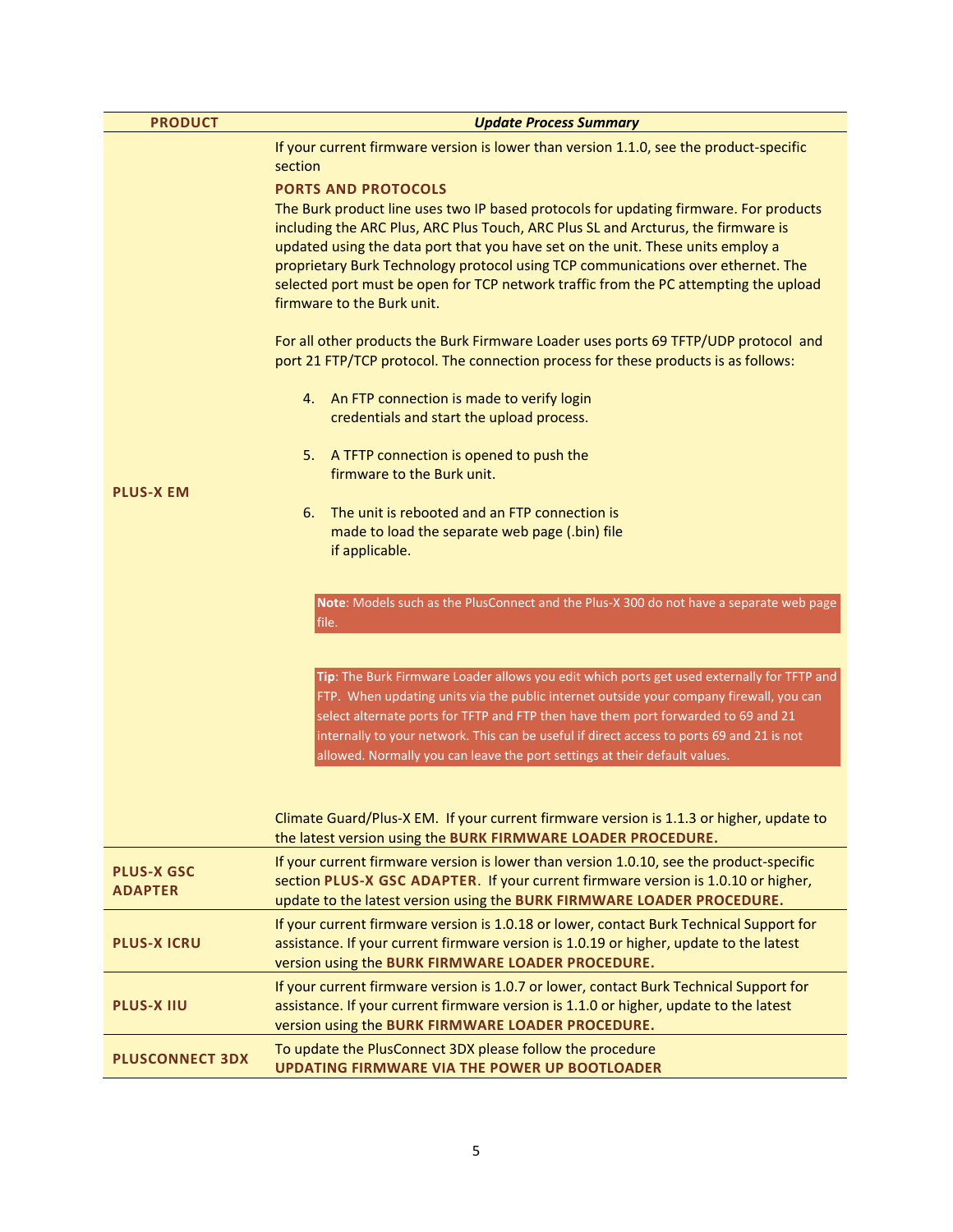| PRODUCT | *Update Process Summary* |
|---|---|
| **PLUS-X EM** | If your current firmware version is lower than version 1.1.0, see the product-specific section<br><br>**PORTS AND PROTOCOLS**<br>The Burk product line uses two IP based protocols for updating firmware. For products including the ARC Plus, ARC Plus Touch, ARC Plus SL and Arcturus, the firmware is updated using the data port that you have set on the unit. These units employ a proprietary Burk Technology protocol using TCP communications over ethernet. The selected port must be open for TCP network traffic from the PC attempting the upload firmware to the Burk unit.<br><br>For all other products the Burk Firmware Loader uses ports 69 TFTP/UDP protocol and port 21 FTP/TCP protocol. The connection process for these products is as follows:<br><br>4. An FTP connection is made to verify login credentials and start the upload process.<br>5. A TFTP connection is opened to push the firmware to the Burk unit.<br>6. The unit is rebooted and an FTP connection is made to load the separate web page (.bin) file if applicable.<br><br>**Note**: Models such as the PlusConnect and the Plus-X 300 do not have a separate web page file.<br><br>**Tip**: The Burk Firmware Loader allows you edit which ports get used externally for TFTP and FTP. When updating units via the public internet outside your company firewall, you can select alternate ports for TFTP and FTP then have them port forwarded to 69 and 21 internally to your network. This can be useful if direct access to ports 69 and 21 is not allowed. Normally you can leave the port settings at their default values.<br><br>Climate Guard/Plus-X EM. If your current firmware version is 1.1.3 or higher, update to the latest version using the **BURK FIRMWARE LOADER PROCEDURE.** |
| **PLUS-X GSC ADAPTER** | If your current firmware version is lower than version 1.0.10, see the product-specific section **PLUS-X GSC ADAPTER**. If your current firmware version is 1.0.10 or higher, update to the latest version using the **BURK FIRMWARE LOADER PROCEDURE.** |
| **PLUS-X ICRU** | If your current firmware version is 1.0.18 or lower, contact Burk Technical Support for assistance. If your current firmware version is 1.0.19 or higher, update to the latest version using the **BURK FIRMWARE LOADER PROCEDURE.** |
| **PLUS-X IIU** | If your current firmware version is 1.0.7 or lower, contact Burk Technical Support for assistance. If your current firmware version is 1.1.0 or higher, update to the latest version using the **BURK FIRMWARE LOADER PROCEDURE.** |
| **PLUSCONNECT 3DX** | To update the PlusConnect 3DX please follow the procedure **UPDATING FIRMWARE VIA THE POWER UP BOOTLOADER** |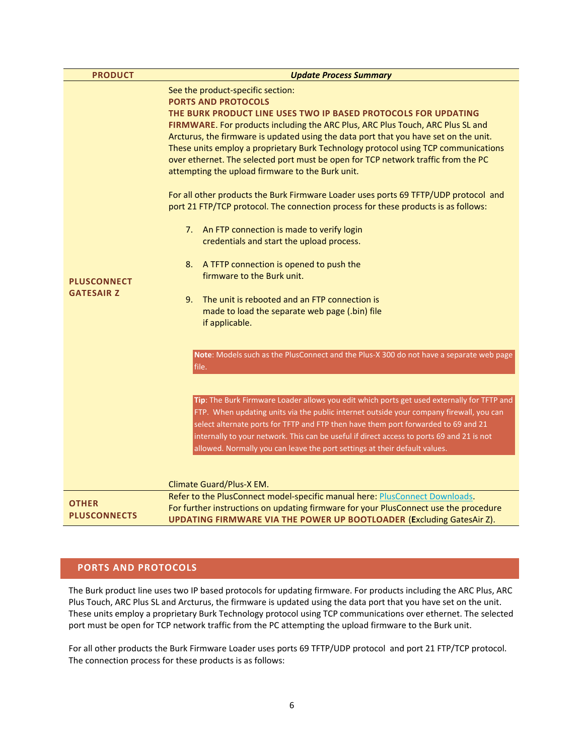| PRODUCT | *Update Process Summary* |
| --- | --- |
| **PLUSCONNECT GATESAIR Z** | See the product-specific section:<br>**PORTS AND PROTOCOLS**<br>**THE BURK PRODUCT LINE USES TWO IP BASED PROTOCOLS FOR UPDATING FIRMWARE.** For products including the ARC Plus, ARC Plus Touch, ARC Plus SL and Arcturus, the firmware is updated using the data port that you have set on the unit. These units employ a proprietary Burk Technology protocol using TCP communications over ethernet. The selected port must be open for TCP network traffic from the PC attempting the upload firmware to the Burk unit.<br><br>For all other products the Burk Firmware Loader uses ports 69 TFTP/UDP protocol and port 21 FTP/TCP protocol. The connection process for these products is as follows:<br><br>7. An FTP connection is made to verify login credentials and start the upload process.<br><br>8. A TFTP connection is opened to push the firmware to the Burk unit.<br><br>9. The unit is rebooted and an FTP connection is made to load the separate web page (.bin) file if applicable.<br><br>**Note**: Models such as the PlusConnect and the Plus-X 300 do not have a separate web page file.<br><br>**Tip**: The Burk Firmware Loader allows you edit which ports get used externally for TFTP and FTP. When updating units via the public internet outside your company firewall, you can select alternate ports for TFTP and FTP then have them port forwarded to 69 and 21 internally to your network. This can be useful if direct access to ports 69 and 21 is not allowed. Normally you can leave the port settings at their default values.<br><br>Climate Guard/Plus-X EM. |
| **OTHER PLUSCONNECTS** | Refer to the PlusConnect model-specific manual here: PlusConnect Downloads.<br>For further instructions on updating firmware for your PlusConnect use the procedure **UPDATING FIRMWARE VIA THE POWER UP BOOTLOADER** (**E**xcluding GatesAir Z). |

## PORTS AND PROTOCOLS

The Burk product line uses two IP based protocols for updating firmware. For products including the ARC Plus, ARC Plus Touch, ARC Plus SL and Arcturus, the firmware is updated using the data port that you have set on the unit. These units employ a proprietary Burk Technology protocol using TCP communications over ethernet. The selected port must be open for TCP network traffic from the PC attempting the upload firmware to the Burk unit.

For all other products the Burk Firmware Loader uses ports 69 TFTP/UDP protocol and port 21 FTP/TCP protocol. The connection process for these products is as follows: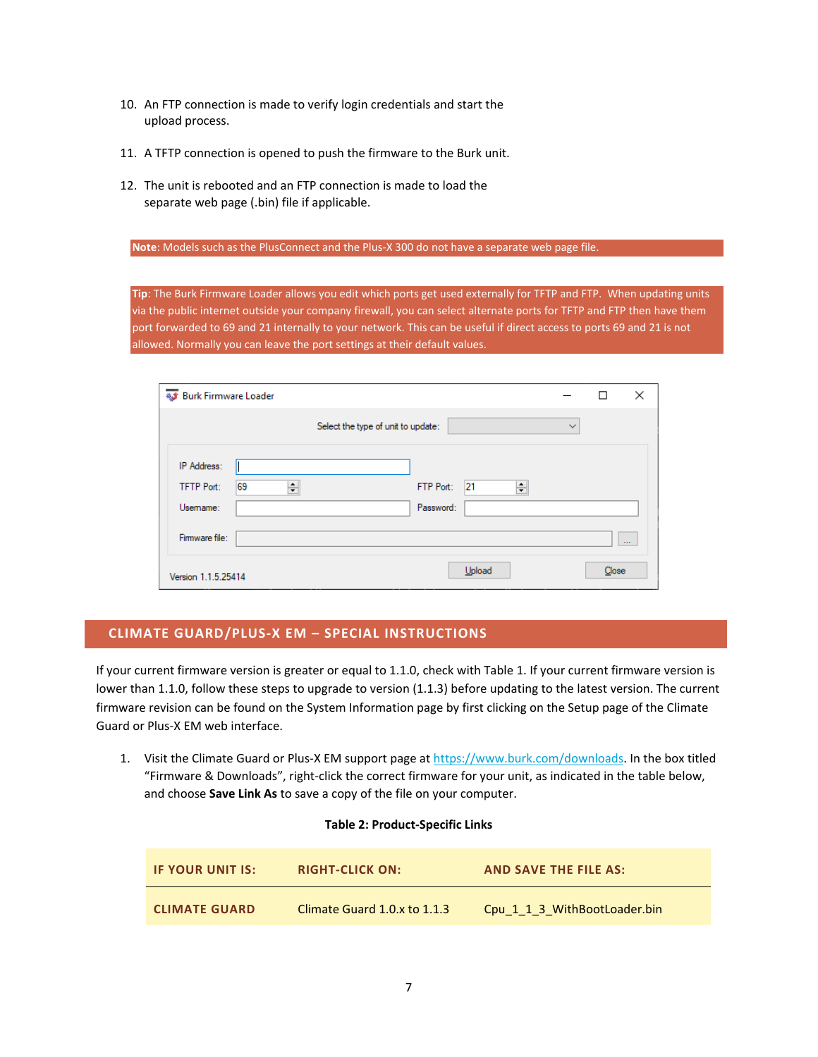10. An FTP connection is made to verify login credentials and start the upload process.

11. A TFTP connection is opened to push the firmware to the Burk unit.

12. The unit is rebooted and an FTP connection is made to load the separate web page (.bin) file if applicable.

**Note**: Models such as the PlusConnect and the Plus-X 300 do not have a separate web page file.

**Tip**: The Burk Firmware Loader allows you edit which ports get used externally for TFTP and FTP. When updating units via the public internet outside your company firewall, you can select alternate ports for TFTP and FTP then have them port forwarded to 69 and 21 internally to your network. This can be useful if direct access to ports 69 and 21 is not allowed. Normally you can leave the port settings at their default values.

Burk Firmware Loader

Select the type of unit to update:

IP Address:

TFTP Port: 69 FTP Port: 21

Username: Password:

Firmware file:

Upload Close

Version 1.1.5.25414

## CLIMATE GUARD/PLUS-X EM – SPECIAL INSTRUCTIONS

If your current firmware version is greater or equal to 1.1.0, check with Table 1. If your current firmware version is lower than 1.1.0, follow these steps to upgrade to version (1.1.3) before updating to the latest version. The current firmware revision can be found on the System Information page by first clicking on the Setup page of the Climate Guard or Plus-X EM web interface.

1. Visit the Climate Guard or Plus-X EM support page at https://www.burk.com/downloads. In the box titled "Firmware & Downloads", right-click the correct firmware for your unit, as indicated in the table below, and choose **Save Link As** to save a copy of the file on your computer.

**Table 2: Product-Specific Links**

| IF YOUR UNIT IS: | RIGHT-CLICK ON: | AND SAVE THE FILE AS: |
|---|---|---|
| CLIMATE GUARD | Climate Guard 1.0.x to 1.1.3 | Cpu_1_1_3_WithBootLoader.bin |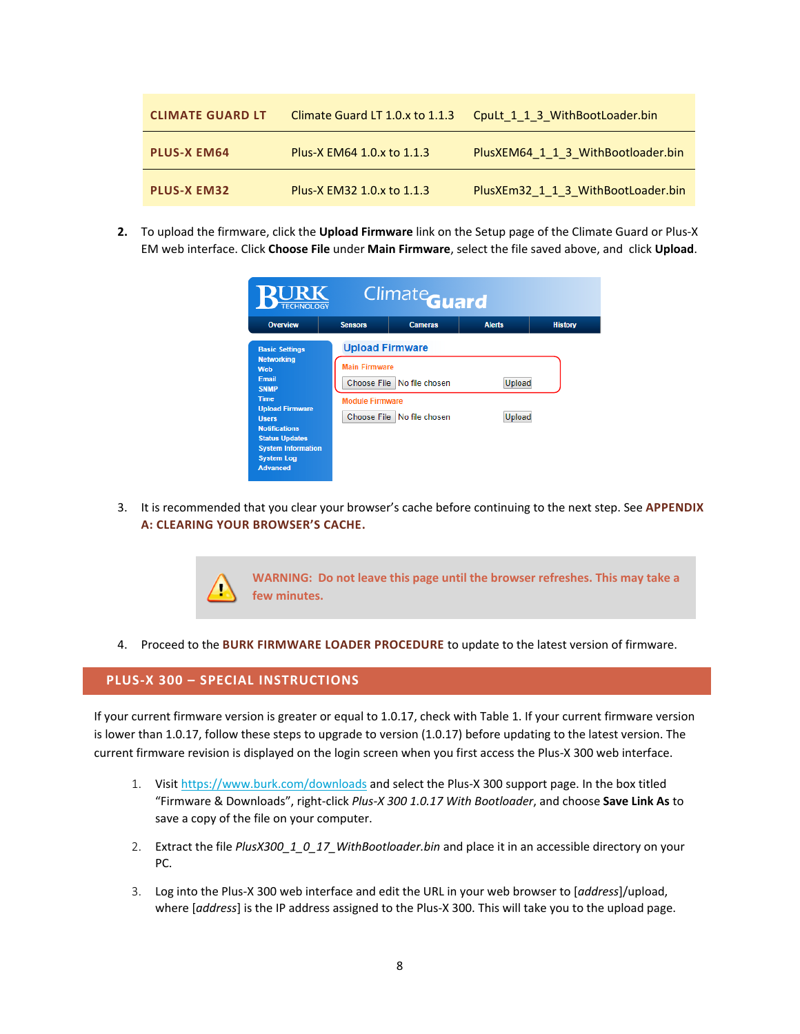| CLIMATE GUARD LT | Climate Guard LT 1.0.x to 1.1.3 | CpuLt_1_1_3_WithBootLoader.bin |
|---|---|---|
| PLUS-X EM64 | Plus-X EM64 1.0.x to 1.1.3 | PlusXEM64_1_1_3_WithBootloader.bin |
| PLUS-X EM32 | Plus-X EM32 1.0.x to 1.1.3 | PlusXEm32_1_1_3_WithBootLoader.bin |

2. To upload the firmware, click the **Upload Firmware** link on the Setup page of the Climate Guard or Plus-X EM web interface. Click **Choose File** under **Main Firmware**, select the file saved above, and click **Upload**.

3. It is recommended that you clear your browser's cache before continuing to the next step. See **APPENDIX A: CLEARING YOUR BROWSER'S CACHE.**

> **WARNING: Do not leave this page until the browser refreshes. This may take a few minutes.**

4. Proceed to the **BURK FIRMWARE LOADER PROCEDURE** to update to the latest version of firmware.

## PLUS-X 300 – SPECIAL INSTRUCTIONS

If your current firmware version is greater or equal to 1.0.17, check with Table 1. If your current firmware version is lower than 1.0.17, follow these steps to upgrade to version (1.0.17) before updating to the latest version. The current firmware revision is displayed on the login screen when you first access the Plus-X 300 web interface.

1. Visit https://www.burk.com/downloads and select the Plus-X 300 support page. In the box titled "Firmware & Downloads", right-click *Plus-X 300 1.0.17 With Bootloader*, and choose **Save Link As** to save a copy of the file on your computer.

2. Extract the file *PlusX300_1_0_17_WithBootloader.bin* and place it in an accessible directory on your PC.

3. Log into the Plus-X 300 web interface and edit the URL in your web browser to [*address*]/upload, where [*address*] is the IP address assigned to the Plus-X 300. This will take you to the upload page.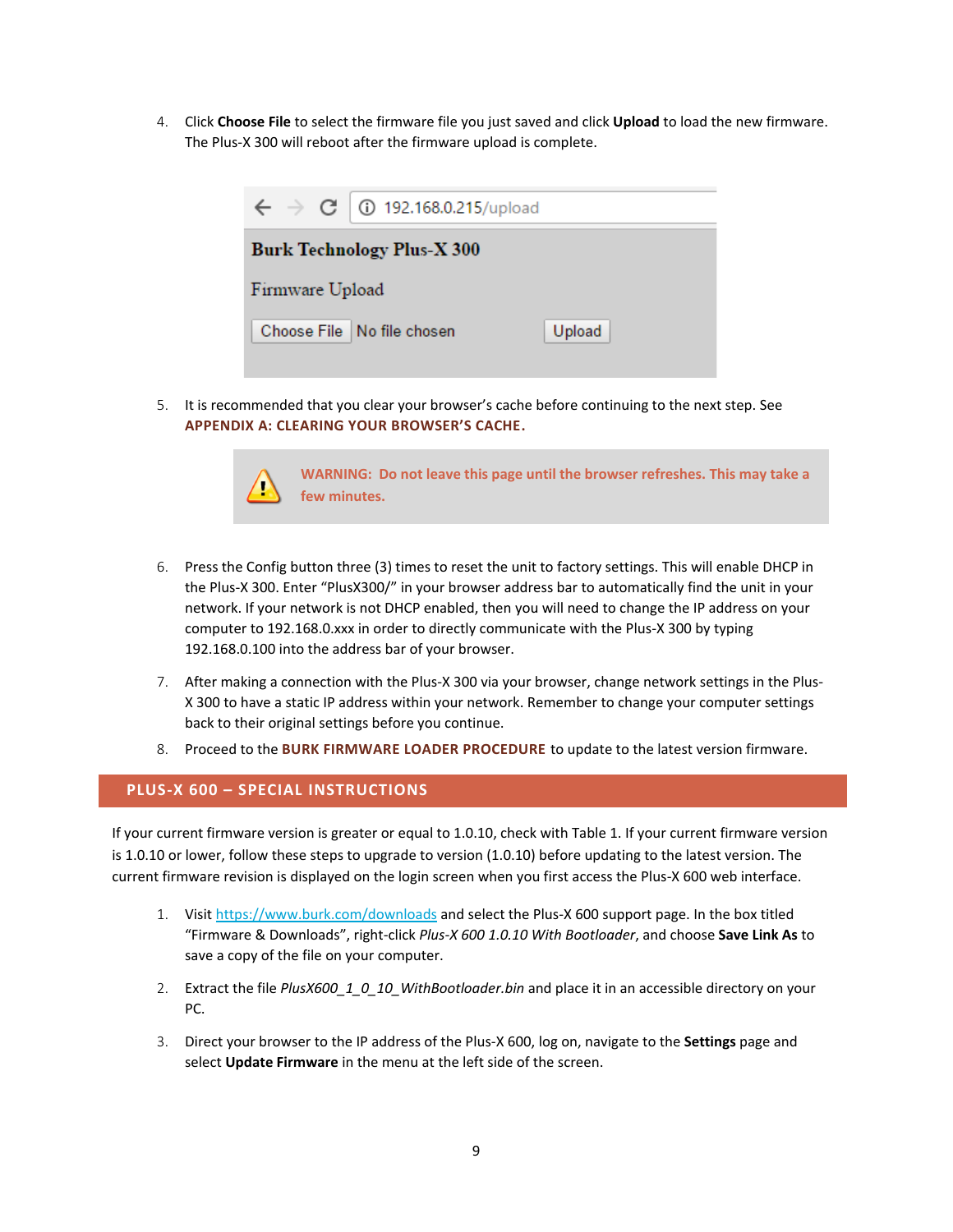4. Click **Choose File** to select the firmware file you just saved and click **Upload** to load the new firmware. The Plus-X 300 will reboot after the firmware upload is complete.

5. It is recommended that you clear your browser's cache before continuing to the next step. See **APPENDIX A: CLEARING YOUR BROWSER'S CACHE**.

> **WARNING: Do not leave this page until the browser refreshes. This may take a few minutes.**

6. Press the Config button three (3) times to reset the unit to factory settings. This will enable DHCP in the Plus-X 300. Enter "PlusX300/" in your browser address bar to automatically find the unit in your network. If your network is not DHCP enabled, then you will need to change the IP address on your computer to 192.168.0.xxx in order to directly communicate with the Plus-X 300 by typing 192.168.0.100 into the address bar of your browser.

7. After making a connection with the Plus-X 300 via your browser, change network settings in the Plus-X 300 to have a static IP address within your network. Remember to change your computer settings back to their original settings before you continue.

8. Proceed to the **BURK FIRMWARE LOADER PROCEDURE** to update to the latest version firmware.

## PLUS-X 600 – SPECIAL INSTRUCTIONS

If your current firmware version is greater or equal to 1.0.10, check with Table 1. If your current firmware version is 1.0.10 or lower, follow these steps to upgrade to version (1.0.10) before updating to the latest version. The current firmware revision is displayed on the login screen when you first access the Plus-X 600 web interface.

1. Visit https://www.burk.com/downloads and select the Plus-X 600 support page. In the box titled "Firmware & Downloads", right-click *Plus-X 600 1.0.10 With Bootloader*, and choose **Save Link As** to save a copy of the file on your computer.

2. Extract the file *PlusX600_1_0_10_WithBootloader.bin* and place it in an accessible directory on your PC.

3. Direct your browser to the IP address of the Plus-X 600, log on, navigate to the **Settings** page and select **Update Firmware** in the menu at the left side of the screen.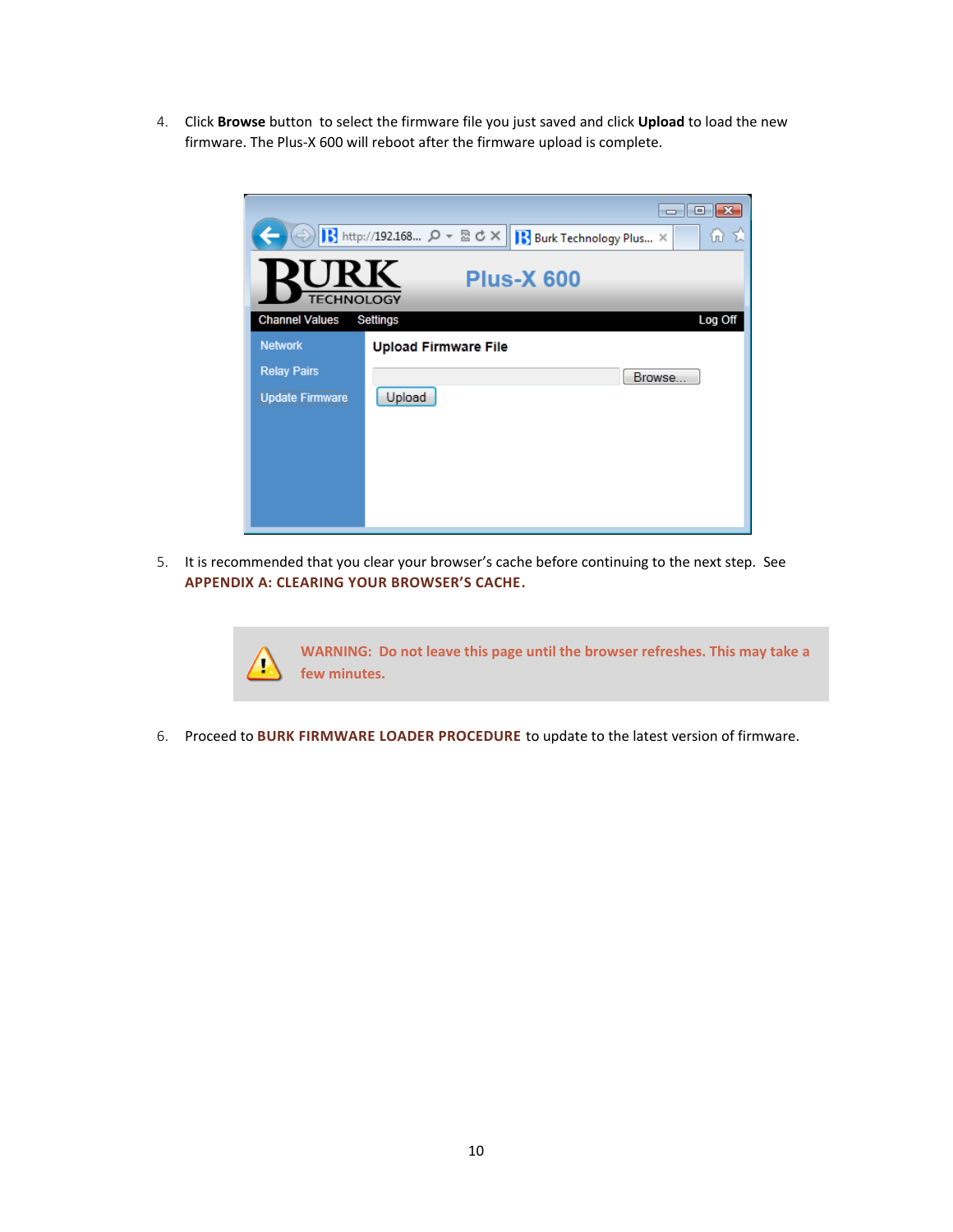4. Click **Browse** button to select the firmware file you just saved and click **Upload** to load the new firmware. The Plus-X 600 will reboot after the firmware upload is complete.

5. It is recommended that you clear your browser's cache before continuing to the next step. See **APPENDIX A: CLEARING YOUR BROWSER'S CACHE**.

> **WARNING: Do not leave this page until the browser refreshes. This may take a few minutes.**

6. Proceed to **BURK FIRMWARE LOADER PROCEDURE** to update to the latest version of firmware.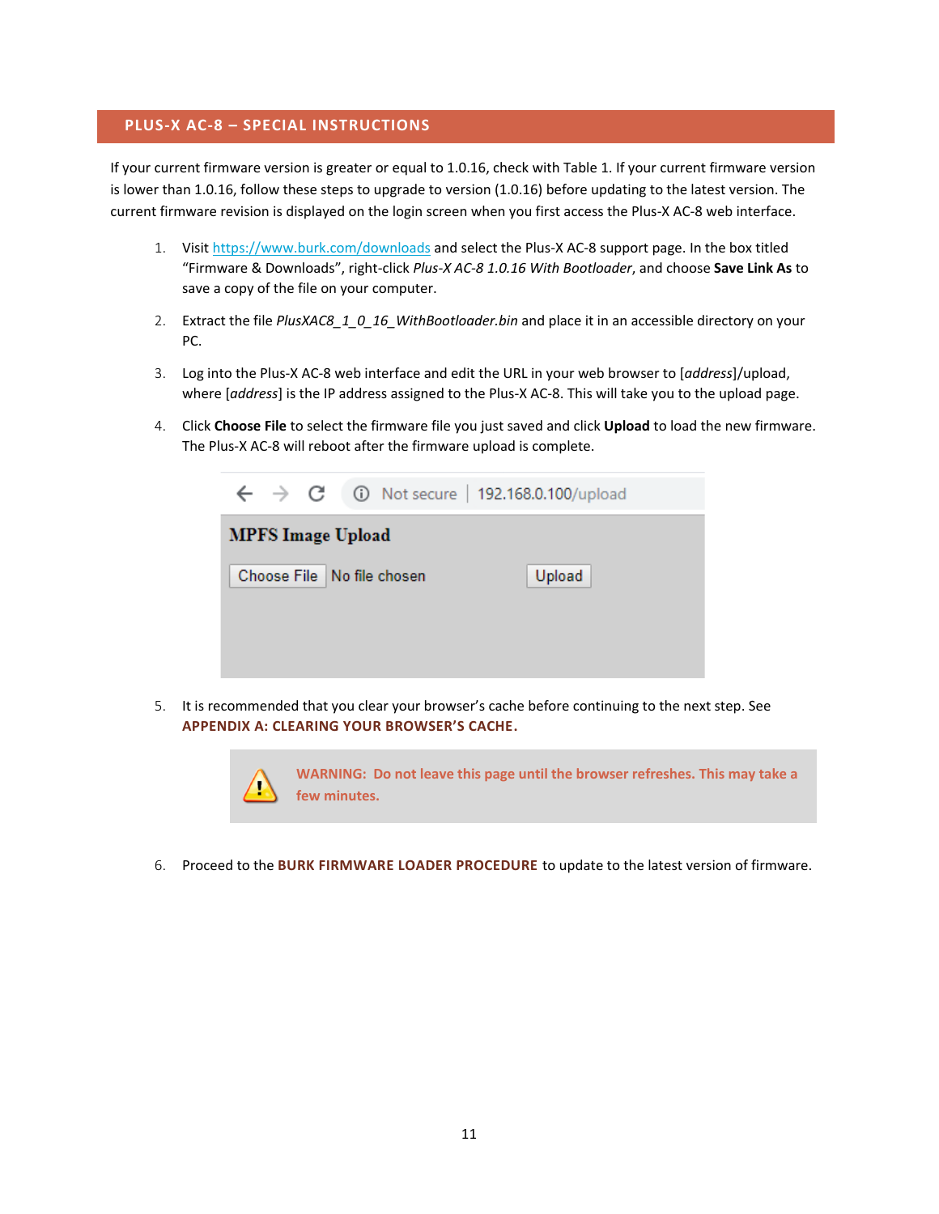## PLUS-X AC-8 – SPECIAL INSTRUCTIONS

If your current firmware version is greater or equal to 1.0.16, check with Table 1. If your current firmware version is lower than 1.0.16, follow these steps to upgrade to version (1.0.16) before updating to the latest version. The current firmware revision is displayed on the login screen when you first access the Plus-X AC-8 web interface.

1. Visit https://www.burk.com/downloads and select the Plus-X AC-8 support page. In the box titled "Firmware & Downloads", right-click *Plus-X AC-8 1.0.16 With Bootloader*, and choose **Save Link As** to save a copy of the file on your computer.

2. Extract the file *PlusXAC8_1_0_16_WithBootloader.bin* and place it in an accessible directory on your PC.

3. Log into the Plus-X AC-8 web interface and edit the URL in your web browser to [*address*]/upload, where [*address*] is the IP address assigned to the Plus-X AC-8. This will take you to the upload page.

4. Click **Choose File** to select the firmware file you just saved and click **Upload** to load the new firmware. The Plus-X AC-8 will reboot after the firmware upload is complete.

   Not secure | 192.168.0.100/upload

   **MPFS Image Upload**

   Choose File | No file chosen | Upload

5. It is recommended that you clear your browser's cache before continuing to the next step. See **APPENDIX A: CLEARING YOUR BROWSER'S CACHE**.

   **WARNING: Do not leave this page until the browser refreshes. This may take a few minutes.**

6. Proceed to the **BURK FIRMWARE LOADER PROCEDURE** to update to the latest version of firmware.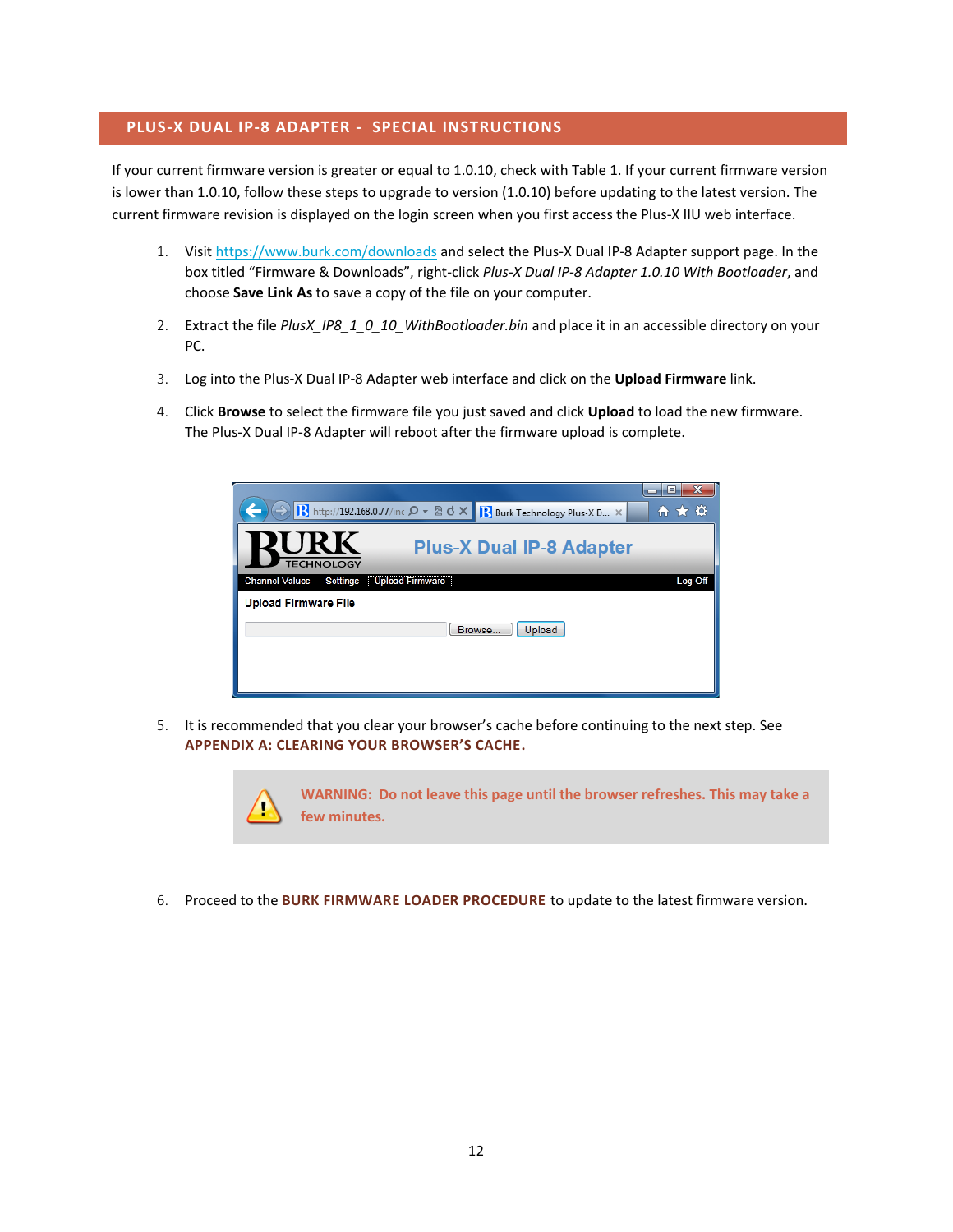## PLUS-X DUAL IP-8 ADAPTER - SPECIAL INSTRUCTIONS

If your current firmware version is greater or equal to 1.0.10, check with Table 1. If your current firmware version is lower than 1.0.10, follow these steps to upgrade to version (1.0.10) before updating to the latest version. The current firmware revision is displayed on the login screen when you first access the Plus-X IIU web interface.

1. Visit https://www.burk.com/downloads and select the Plus-X Dual IP-8 Adapter support page. In the box titled "Firmware & Downloads", right-click *Plus-X Dual IP-8 Adapter 1.0.10 With Bootloader*, and choose **Save Link As** to save a copy of the file on your computer.

2. Extract the file *PlusX_IP8_1_0_10_WithBootloader.bin* and place it in an accessible directory on your PC.

3. Log into the Plus-X Dual IP-8 Adapter web interface and click on the **Upload Firmware** link.

4. Click **Browse** to select the firmware file you just saved and click **Upload** to load the new firmware. The Plus-X Dual IP-8 Adapter will reboot after the firmware upload is complete.

5. It is recommended that you clear your browser's cache before continuing to the next step. See **APPENDIX A: CLEARING YOUR BROWSER'S CACHE.**

> **WARNING: Do not leave this page until the browser refreshes. This may take a few minutes.**

6. Proceed to the **BURK FIRMWARE LOADER PROCEDURE** to update to the latest firmware version.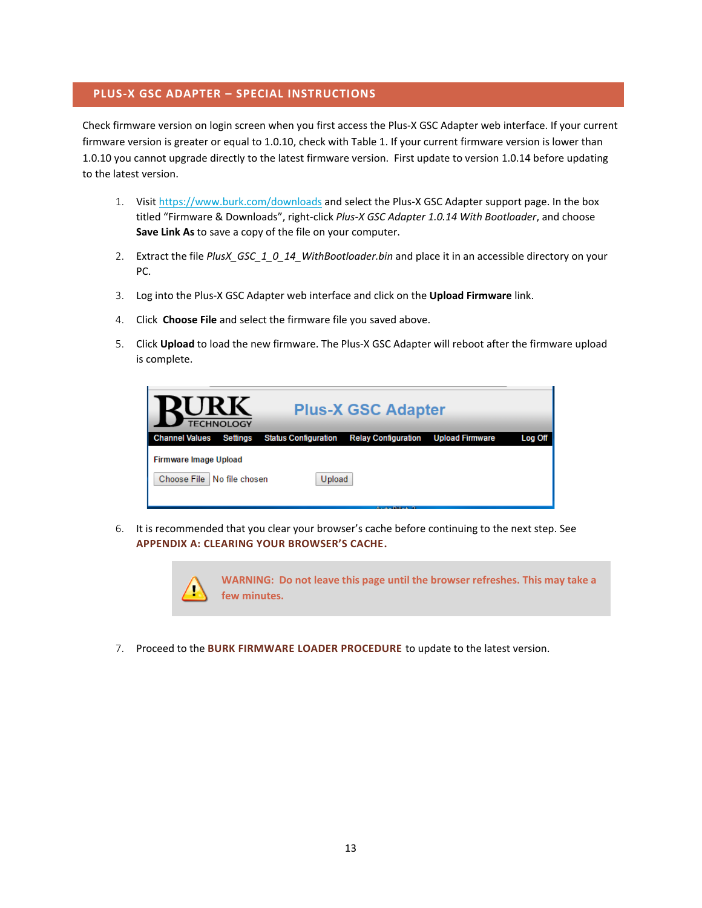## PLUS-X GSC ADAPTER – SPECIAL INSTRUCTIONS

Check firmware version on login screen when you first access the Plus-X GSC Adapter web interface. If your current firmware version is greater or equal to 1.0.10, check with Table 1. If your current firmware version is lower than 1.0.10 you cannot upgrade directly to the latest firmware version. First update to version 1.0.14 before updating to the latest version.

1. Visit https://www.burk.com/downloads and select the Plus-X GSC Adapter support page. In the box titled "Firmware & Downloads", right-click *Plus-X GSC Adapter 1.0.14 With Bootloader*, and choose **Save Link As** to save a copy of the file on your computer.
2. Extract the file *PlusX_GSC_1_0_14_WithBootloader.bin* and place it in an accessible directory on your PC.
3. Log into the Plus-X GSC Adapter web interface and click on the **Upload Firmware** link.
4. Click **Choose File** and select the firmware file you saved above.
5. Click **Upload** to load the new firmware. The Plus-X GSC Adapter will reboot after the firmware upload is complete.
6. It is recommended that you clear your browser's cache before continuing to the next step. See **APPENDIX A: CLEARING YOUR BROWSER'S CACHE.**

**WARNING: Do not leave this page until the browser refreshes. This may take a few minutes.**

7. Proceed to the **BURK FIRMWARE LOADER PROCEDURE** to update to the latest version.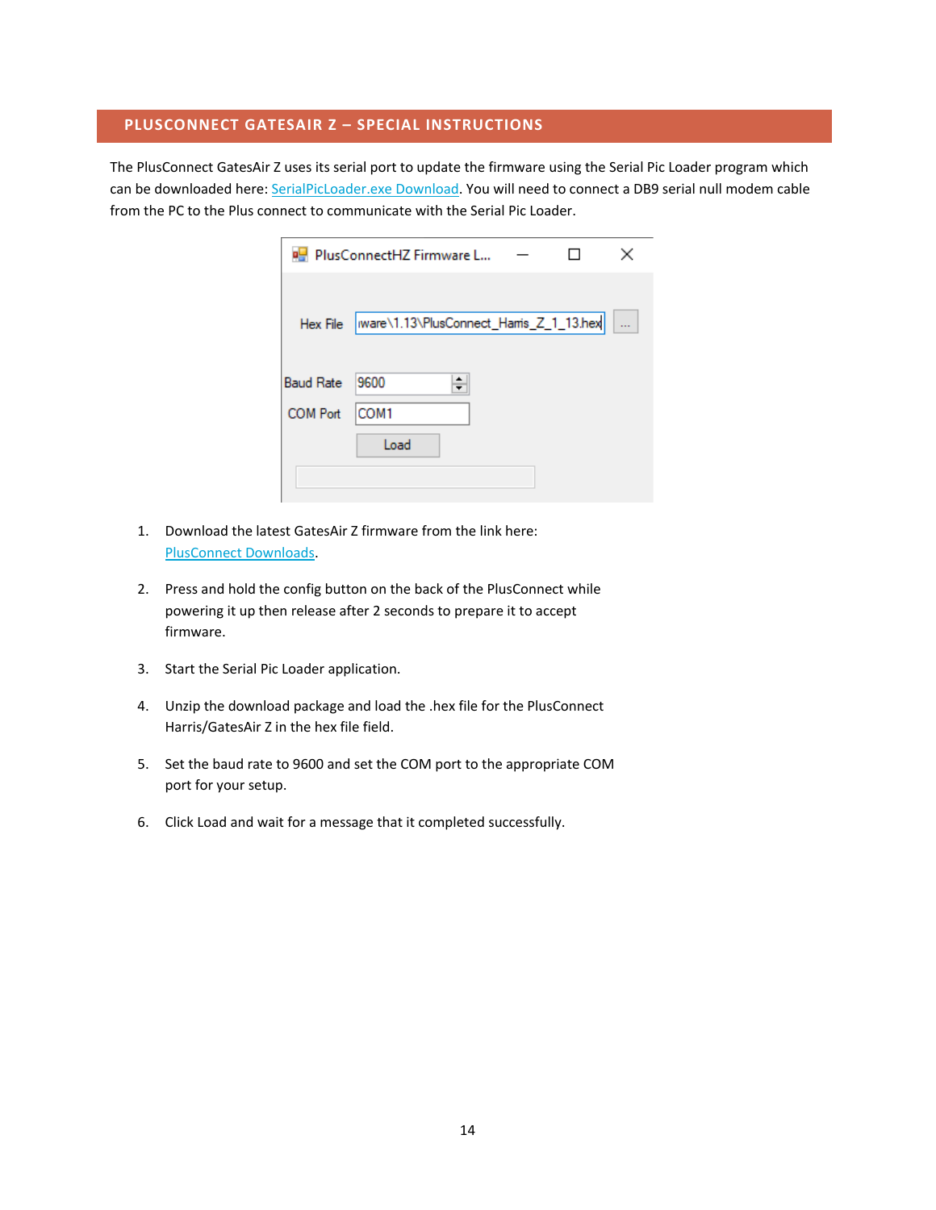## PLUSCONNECT GATESAIR Z – SPECIAL INSTRUCTIONS

The PlusConnect GatesAir Z uses its serial port to update the firmware using the Serial Pic Loader program which can be downloaded here: SerialPicLoader.exe Download. You will need to connect a DB9 serial null modem cable from the PC to the Plus connect to communicate with the Serial Pic Loader.

1. Download the latest GatesAir Z firmware from the link here: PlusConnect Downloads.

2. Press and hold the config button on the back of the PlusConnect while powering it up then release after 2 seconds to prepare it to accept firmware.

3. Start the Serial Pic Loader application.

4. Unzip the download package and load the .hex file for the PlusConnect Harris/GatesAir Z in the hex file field.

5. Set the baud rate to 9600 and set the COM port to the appropriate COM port for your setup.

6. Click Load and wait for a message that it completed successfully.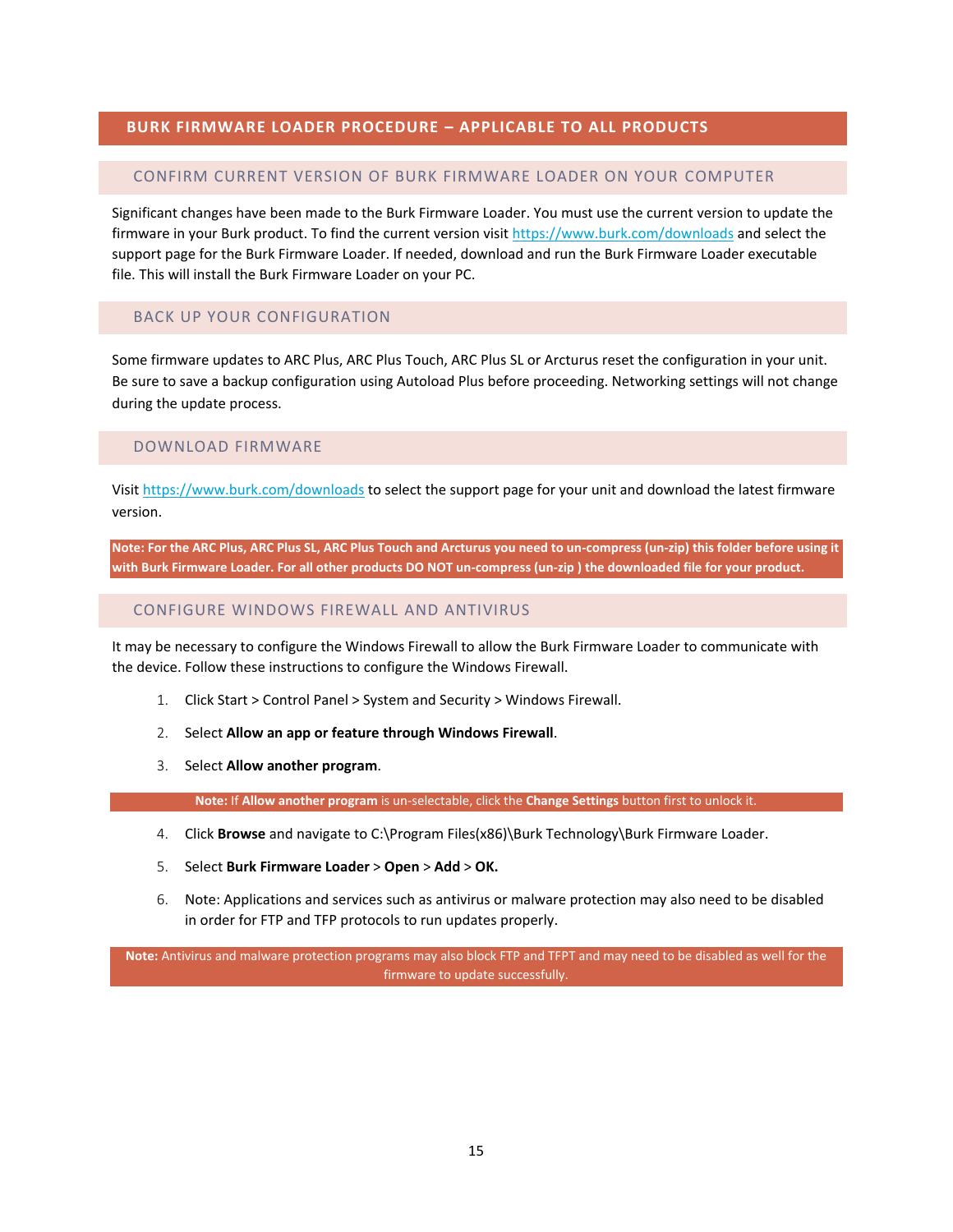## BURK FIRMWARE LOADER PROCEDURE – APPLICABLE TO ALL PRODUCTS

### CONFIRM CURRENT VERSION OF BURK FIRMWARE LOADER ON YOUR COMPUTER

Significant changes have been made to the Burk Firmware Loader. You must use the current version to update the firmware in your Burk product. To find the current version visit https://www.burk.com/downloads and select the support page for the Burk Firmware Loader. If needed, download and run the Burk Firmware Loader executable file. This will install the Burk Firmware Loader on your PC.

### BACK UP YOUR CONFIGURATION

Some firmware updates to ARC Plus, ARC Plus Touch, ARC Plus SL or Arcturus reset the configuration in your unit. Be sure to save a backup configuration using Autoload Plus before proceeding. Networking settings will not change during the update process.

### DOWNLOAD FIRMWARE

Visit https://www.burk.com/downloads to select the support page for your unit and download the latest firmware version.

**Note: For the ARC Plus, ARC Plus SL, ARC Plus Touch and Arcturus you need to un-compress (un-zip) this folder before using it with Burk Firmware Loader. For all other products DO NOT un-compress (un-zip ) the downloaded file for your product.**

### CONFIGURE WINDOWS FIREWALL AND ANTIVIRUS

It may be necessary to configure the Windows Firewall to allow the Burk Firmware Loader to communicate with the device. Follow these instructions to configure the Windows Firewall.

1. Click Start > Control Panel > System and Security > Windows Firewall.
2. Select **Allow an app or feature through Windows Firewall**.
3. Select **Allow another program**.

**Note:** If **Allow another program** is un-selectable, click the **Change Settings** button first to unlock it.

4. Click **Browse** and navigate to C:\Program Files(x86)\Burk Technology\Burk Firmware Loader.
5. Select **Burk Firmware Loader** > **Open** > **Add** > **OK.**
6. Note: Applications and services such as antivirus or malware protection may also need to be disabled in order for FTP and TFP protocols to run updates properly.

**Note:** Antivirus and malware protection programs may also block FTP and TFPT and may need to be disabled as well for the firmware to update successfully.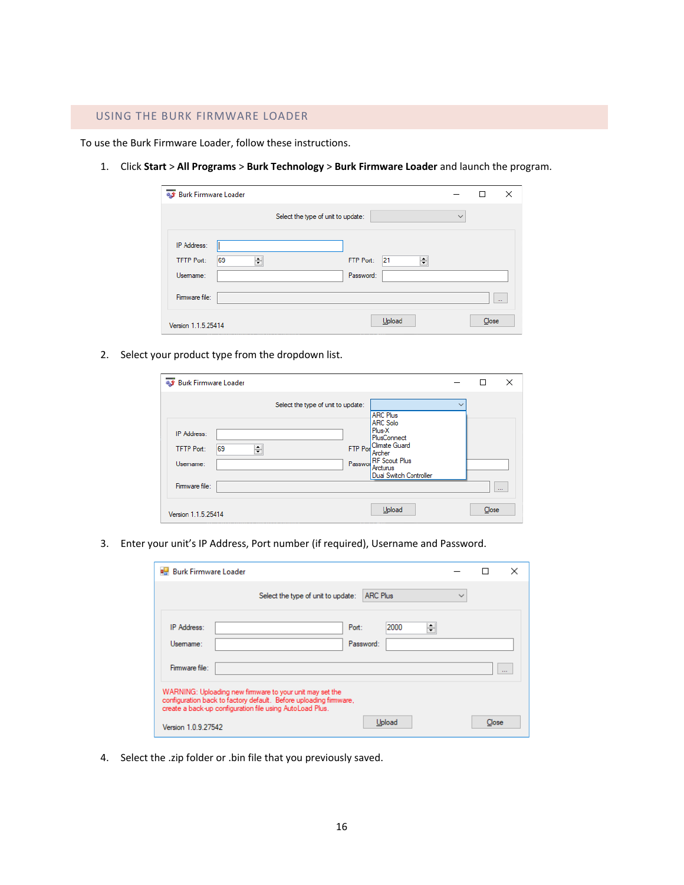## USING THE BURK FIRMWARE LOADER

To use the Burk Firmware Loader, follow these instructions.

1. Click **Start** > **All Programs** > **Burk Technology** > **Burk Firmware Loader** and launch the program.

2. Select your product type from the dropdown list.

3. Enter your unit's IP Address, Port number (if required), Username and Password.

4. Select the .zip folder or .bin file that you previously saved.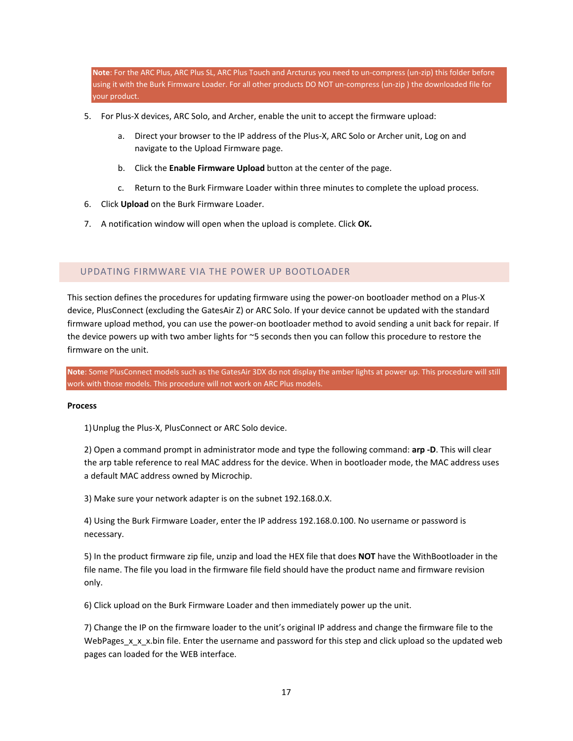**Note**: For the ARC Plus, ARC Plus SL, ARC Plus Touch and Arcturus you need to un-compress (un-zip) this folder before using it with the Burk Firmware Loader. For all other products DO NOT un-compress (un-zip ) the downloaded file for your product.

5. For Plus-X devices, ARC Solo, and Archer, enable the unit to accept the firmware upload:

    a. Direct your browser to the IP address of the Plus-X, ARC Solo or Archer unit, Log on and navigate to the Upload Firmware page.

    b. Click the **Enable Firmware Upload** button at the center of the page.

    c. Return to the Burk Firmware Loader within three minutes to complete the upload process.

6. Click **Upload** on the Burk Firmware Loader.

7. A notification window will open when the upload is complete. Click **OK.**

## UPDATING FIRMWARE VIA THE POWER UP BOOTLOADER

This section defines the procedures for updating firmware using the power-on bootloader method on a Plus-X device, PlusConnect (excluding the GatesAir Z) or ARC Solo. If your device cannot be updated with the standard firmware upload method, you can use the power-on bootloader method to avoid sending a unit back for repair. If the device powers up with two amber lights for ~5 seconds then you can follow this procedure to restore the firmware on the unit.

**Note**: Some PlusConnect models such as the GatesAir 3DX do not display the amber lights at power up. This procedure will still work with those models. This procedure will not work on ARC Plus models.

**Process**

1) Unplug the Plus-X, PlusConnect or ARC Solo device.

2) Open a command prompt in administrator mode and type the following command: **arp -D**. This will clear the arp table reference to real MAC address for the device. When in bootloader mode, the MAC address uses a default MAC address owned by Microchip.

3) Make sure your network adapter is on the subnet 192.168.0.X.

4) Using the Burk Firmware Loader, enter the IP address 192.168.0.100. No username or password is necessary.

5) In the product firmware zip file, unzip and load the HEX file that does **NOT** have the WithBootloader in the file name. The file you load in the firmware file field should have the product name and firmware revision only.

6) Click upload on the Burk Firmware Loader and then immediately power up the unit.

7) Change the IP on the firmware loader to the unit's original IP address and change the firmware file to the WebPages_x_x_x.bin file. Enter the username and password for this step and click upload so the updated web pages can loaded for the WEB interface.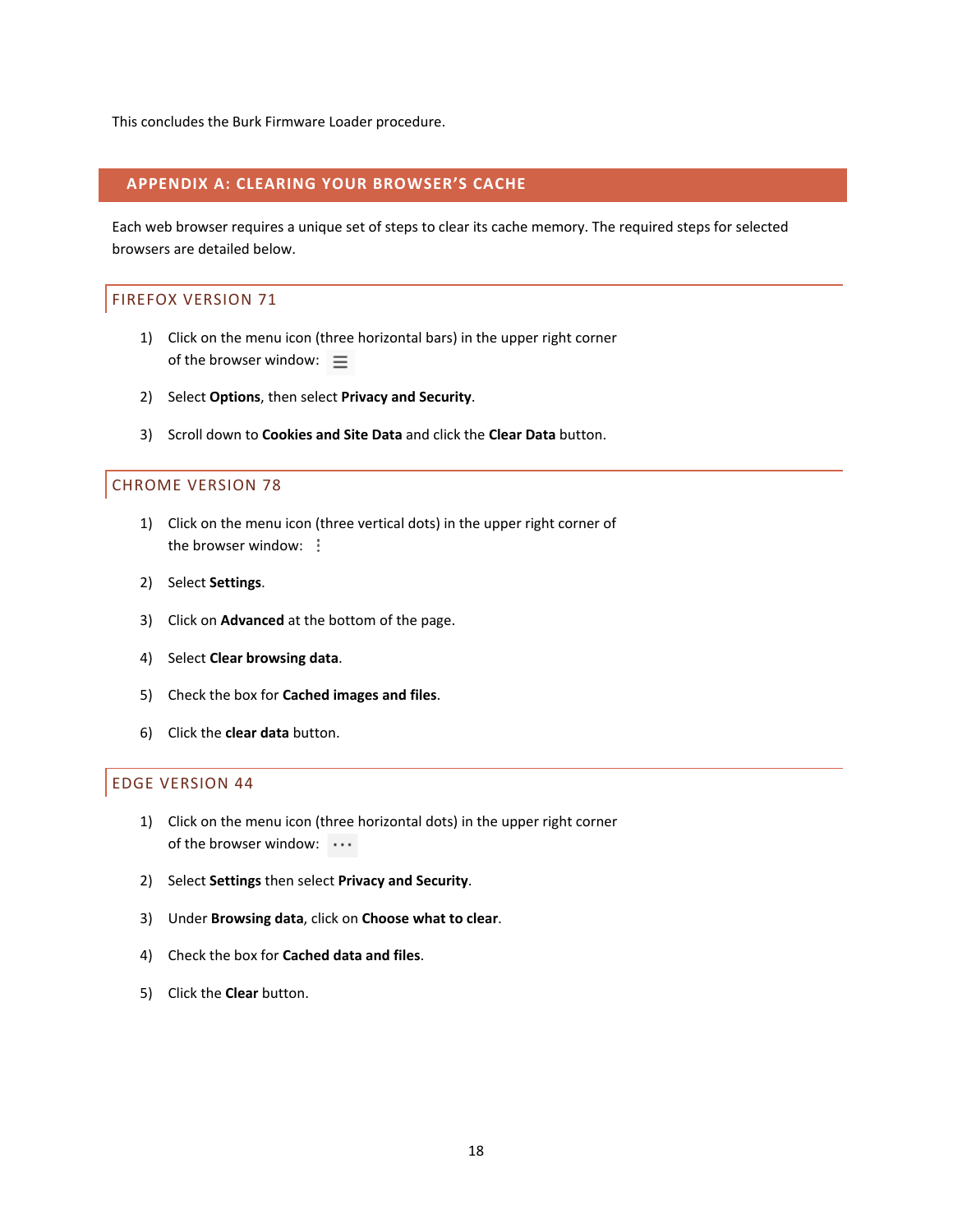This concludes the Burk Firmware Loader procedure.

## APPENDIX A: CLEARING YOUR BROWSER'S CACHE

Each web browser requires a unique set of steps to clear its cache memory. The required steps for selected browsers are detailed below.

### FIREFOX VERSION 71

1) Click on the menu icon (three horizontal bars) in the upper right corner of the browser window: ☰
2) Select **Options**, then select **Privacy and Security**.
3) Scroll down to **Cookies and Site Data** and click the **Clear Data** button.

### CHROME VERSION 78

1) Click on the menu icon (three vertical dots) in the upper right corner of the browser window: ⋮
2) Select **Settings**.
3) Click on **Advanced** at the bottom of the page.
4) Select **Clear browsing data**.
5) Check the box for **Cached images and files**.
6) Click the **clear data** button.

### EDGE VERSION 44

1) Click on the menu icon (three horizontal dots) in the upper right corner of the browser window: ···
2) Select **Settings** then select **Privacy and Security**.
3) Under **Browsing data**, click on **Choose what to clear**.
4) Check the box for **Cached data and files**.
5) Click the **Clear** button.